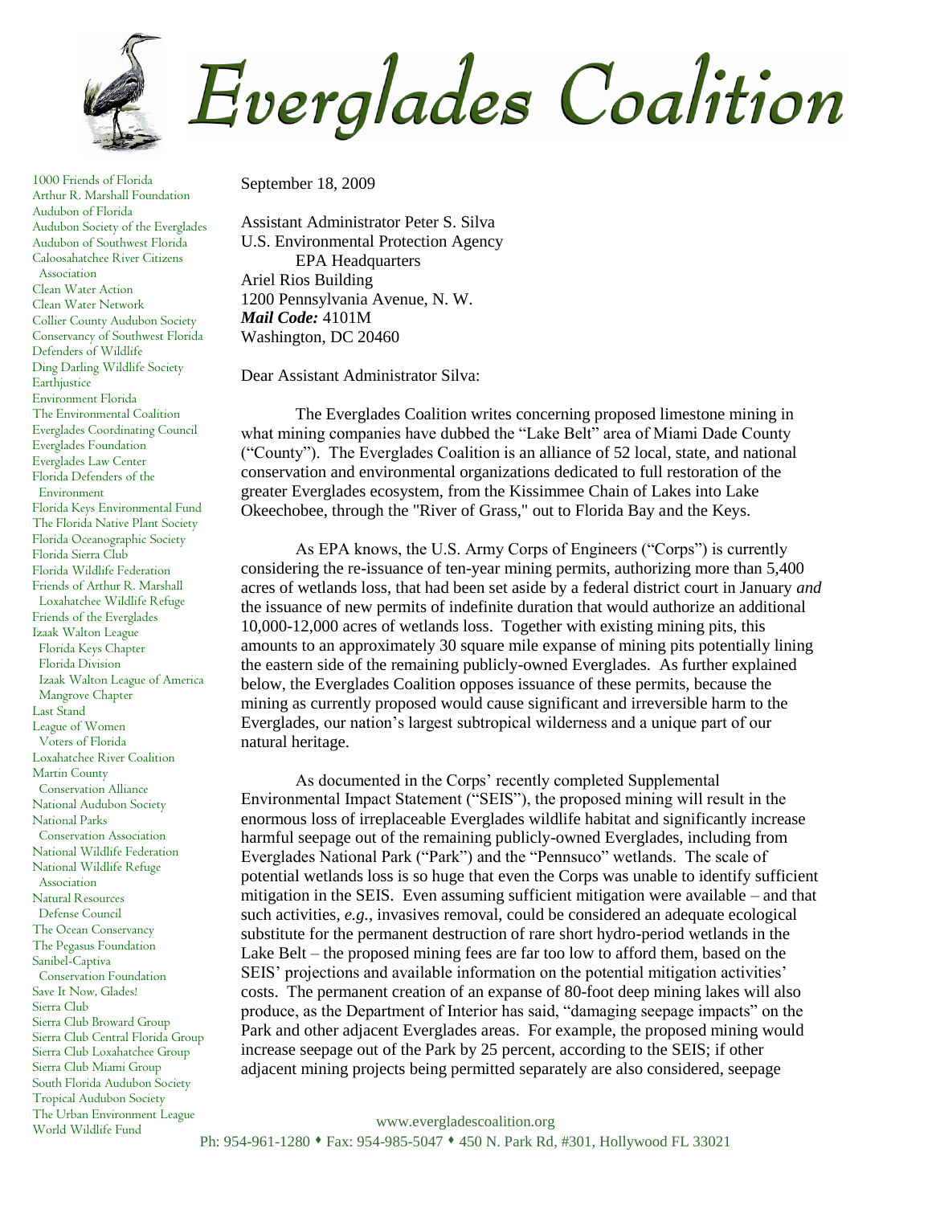# Everglades Coalition

1000 Friends of Florida
Arthur R. Marshall Foundation
Audubon of Florida
Audubon Society of the Everglades
Audubon of Southwest Florida
Caloosahatchee River Citizens Association
Clean Water Action
Clean Water Network
Collier County Audubon Society
Conservancy of Southwest Florida
Defenders of Wildlife
Ding Darling Wildlife Society
Earthjustice
Environment Florida
The Environmental Coalition
Everglades Coordinating Council
Everglades Foundation
Everglades Law Center
Florida Defenders of the Environment
Florida Keys Environmental Fund
The Florida Native Plant Society
Florida Oceanographic Society
Florida Sierra Club
Florida Wildlife Federation
Friends of Arthur R. Marshall Loxahatchee Wildlife Refuge
Friends of the Everglades
Izaak Walton League
Florida Keys Chapter
Florida Division
Izaak Walton League of America
Mangrove Chapter
Last Stand
League of Women Voters of Florida
Loxahatchee River Coalition
Martin County Conservation Alliance
National Audubon Society
National Parks Conservation Association
National Wildlife Federation
National Wildlife Refuge Association
Natural Resources Defense Council
The Ocean Conservancy
The Pegasus Foundation
Sanibel-Captiva Conservation Foundation
Save It Now, Glades!
Sierra Club
Sierra Club Broward Group
Sierra Club Central Florida Group
Sierra Club Loxahatchee Group
Sierra Club Miami Group
South Florida Audubon Society
Tropical Audubon Society
The Urban Environment League
World Wildlife Fund

September 18, 2009

Assistant Administrator Peter S. Silva
U.S. Environmental Protection Agency
EPA Headquarters
Ariel Rios Building
1200 Pennsylvania Avenue, N. W.
***Mail Code:*** 4101M
Washington, DC 20460

Dear Assistant Administrator Silva:

The Everglades Coalition writes concerning proposed limestone mining in what mining companies have dubbed the "Lake Belt" area of Miami Dade County ("County"). The Everglades Coalition is an alliance of 52 local, state, and national conservation and environmental organizations dedicated to full restoration of the greater Everglades ecosystem, from the Kissimmee Chain of Lakes into Lake Okeechobee, through the "River of Grass," out to Florida Bay and the Keys.

As EPA knows, the U.S. Army Corps of Engineers ("Corps") is currently considering the re-issuance of ten-year mining permits, authorizing more than 5,400 acres of wetlands loss, that had been set aside by a federal district court in January *and* the issuance of new permits of indefinite duration that would authorize an additional 10,000-12,000 acres of wetlands loss. Together with existing mining pits, this amounts to an approximately 30 square mile expanse of mining pits potentially lining the eastern side of the remaining publicly-owned Everglades. As further explained below, the Everglades Coalition opposes issuance of these permits, because the mining as currently proposed would cause significant and irreversible harm to the Everglades, our nation's largest subtropical wilderness and a unique part of our natural heritage.

As documented in the Corps' recently completed Supplemental Environmental Impact Statement ("SEIS"), the proposed mining will result in the enormous loss of irreplaceable Everglades wildlife habitat and significantly increase harmful seepage out of the remaining publicly-owned Everglades, including from Everglades National Park ("Park") and the "Pennsuco" wetlands. The scale of potential wetlands loss is so huge that even the Corps was unable to identify sufficient mitigation in the SEIS. Even assuming sufficient mitigation were available – and that such activities, *e.g.*, invasives removal, could be considered an adequate ecological substitute for the permanent destruction of rare short hydro-period wetlands in the Lake Belt – the proposed mining fees are far too low to afford them, based on the SEIS' projections and available information on the potential mitigation activities' costs. The permanent creation of an expanse of 80-foot deep mining lakes will also produce, as the Department of Interior has said, "damaging seepage impacts" on the Park and other adjacent Everglades areas. For example, the proposed mining would increase seepage out of the Park by 25 percent, according to the SEIS; if other adjacent mining projects being permitted separately are also considered, seepage

www.evergladescoalition.org
Ph: 954-961-1280 • Fax: 954-985-5047 • 450 N. Park Rd, #301, Hollywood FL 33021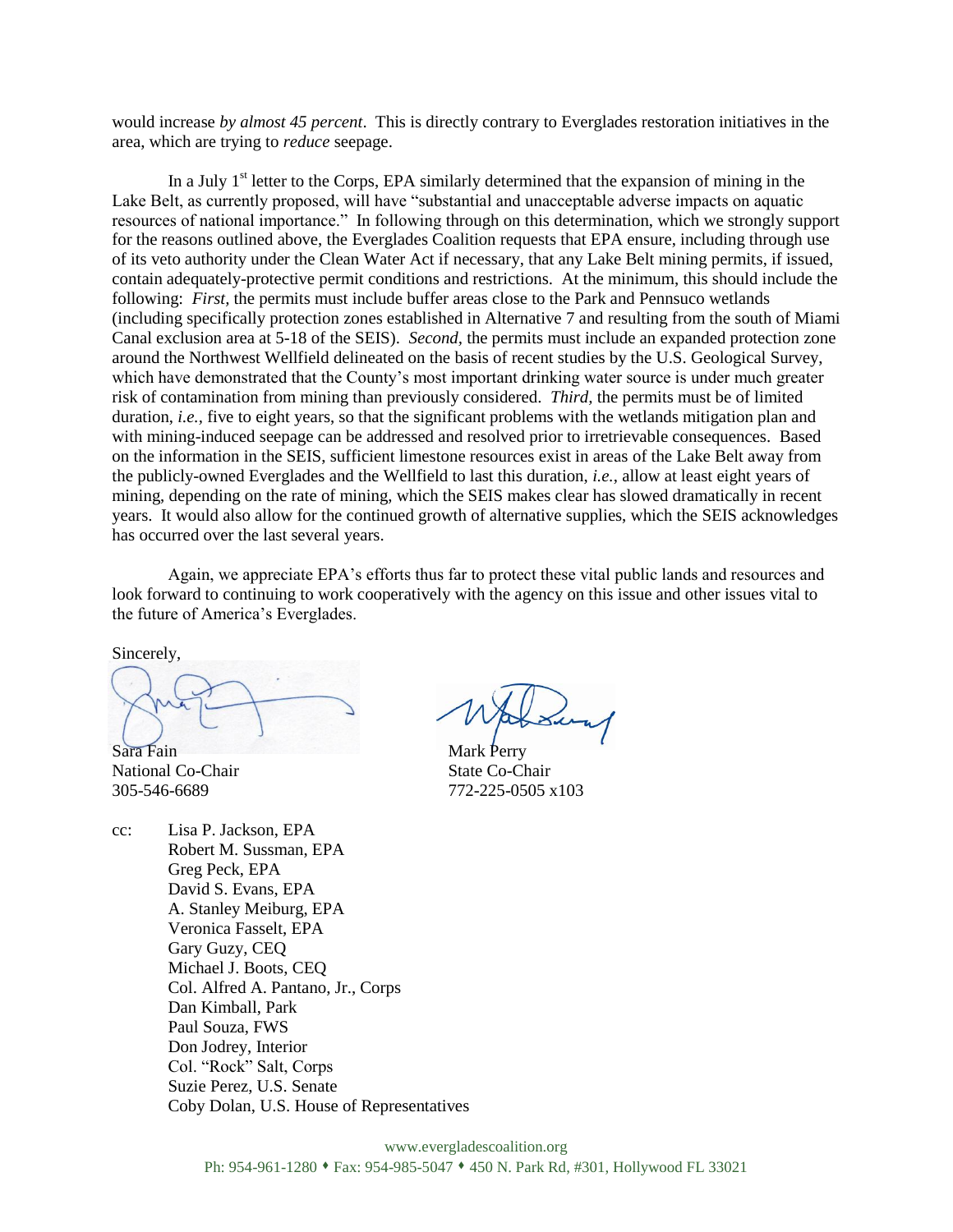would increase *by almost 45 percent*. This is directly contrary to Everglades restoration initiatives in the area, which are trying to *reduce* seepage.

In a July 1st letter to the Corps, EPA similarly determined that the expansion of mining in the Lake Belt, as currently proposed, will have "substantial and unacceptable adverse impacts on aquatic resources of national importance." In following through on this determination, which we strongly support for the reasons outlined above, the Everglades Coalition requests that EPA ensure, including through use of its veto authority under the Clean Water Act if necessary, that any Lake Belt mining permits, if issued, contain adequately-protective permit conditions and restrictions. At the minimum, this should include the following: *First,* the permits must include buffer areas close to the Park and Pennsuco wetlands (including specifically protection zones established in Alternative 7 and resulting from the south of Miami Canal exclusion area at 5-18 of the SEIS). *Second,* the permits must include an expanded protection zone around the Northwest Wellfield delineated on the basis of recent studies by the U.S. Geological Survey, which have demonstrated that the County's most important drinking water source is under much greater risk of contamination from mining than previously considered. *Third,* the permits must be of limited duration, *i.e.,* five to eight years, so that the significant problems with the wetlands mitigation plan and with mining-induced seepage can be addressed and resolved prior to irretrievable consequences. Based on the information in the SEIS, sufficient limestone resources exist in areas of the Lake Belt away from the publicly-owned Everglades and the Wellfield to last this duration, *i.e.*, allow at least eight years of mining, depending on the rate of mining, which the SEIS makes clear has slowed dramatically in recent years. It would also allow for the continued growth of alternative supplies, which the SEIS acknowledges has occurred over the last several years.

Again, we appreciate EPA's efforts thus far to protect these vital public lands and resources and look forward to continuing to work cooperatively with the agency on this issue and other issues vital to the future of America's Everglades.

Sincerely,

Sara Fain
National Co-Chair
305-546-6689

Mark Perry
State Co-Chair
772-225-0505 x103

cc: Lisa P. Jackson, EPA
Robert M. Sussman, EPA
Greg Peck, EPA
David S. Evans, EPA
A. Stanley Meiburg, EPA
Veronica Fasselt, EPA
Gary Guzy, CEQ
Michael J. Boots, CEQ
Col. Alfred A. Pantano, Jr., Corps
Dan Kimball, Park
Paul Souza, FWS
Don Jodrey, Interior
Col. "Rock" Salt, Corps
Suzie Perez, U.S. Senate
Coby Dolan, U.S. House of Representatives

www.evergladescoalition.org
Ph: 954-961-1280 ♦ Fax: 954-985-5047 ♦ 450 N. Park Rd, #301, Hollywood FL 33021